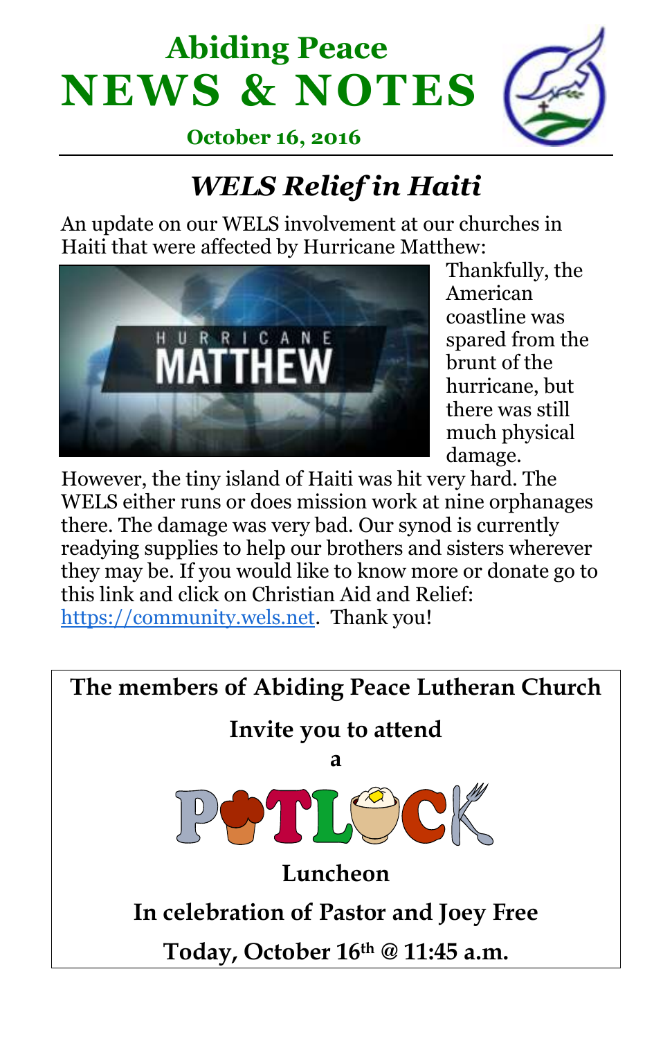# Abiding Peace NEWS & NOTES

**October 16, 2016**

## *WELS Relief in Haiti*

An update on our WELS involvement at our churches in Haiti that were affected by Hurricane Matthew:

Thankfully, the American coastline was spared from the brunt of the hurricane, but there was still much physical damage. However, the tiny island of Haiti was hit very hard. The WELS either runs or does mission work at nine orphanages there. The damage was very bad. Our synod is currently readying supplies to help our brothers and sisters wherever they may be. If you would like to know more or donate go to this link and click on Christian Aid and Relief: https://community.wels.net. Thank you!

**The members of Abiding Peace Lutheran Church**

**Invite you to attend**

**a**

**POTLUCK**

**Luncheon**

**In celebration of Pastor and Joey Free**

**Today, October 16th @ 11:45 a.m.**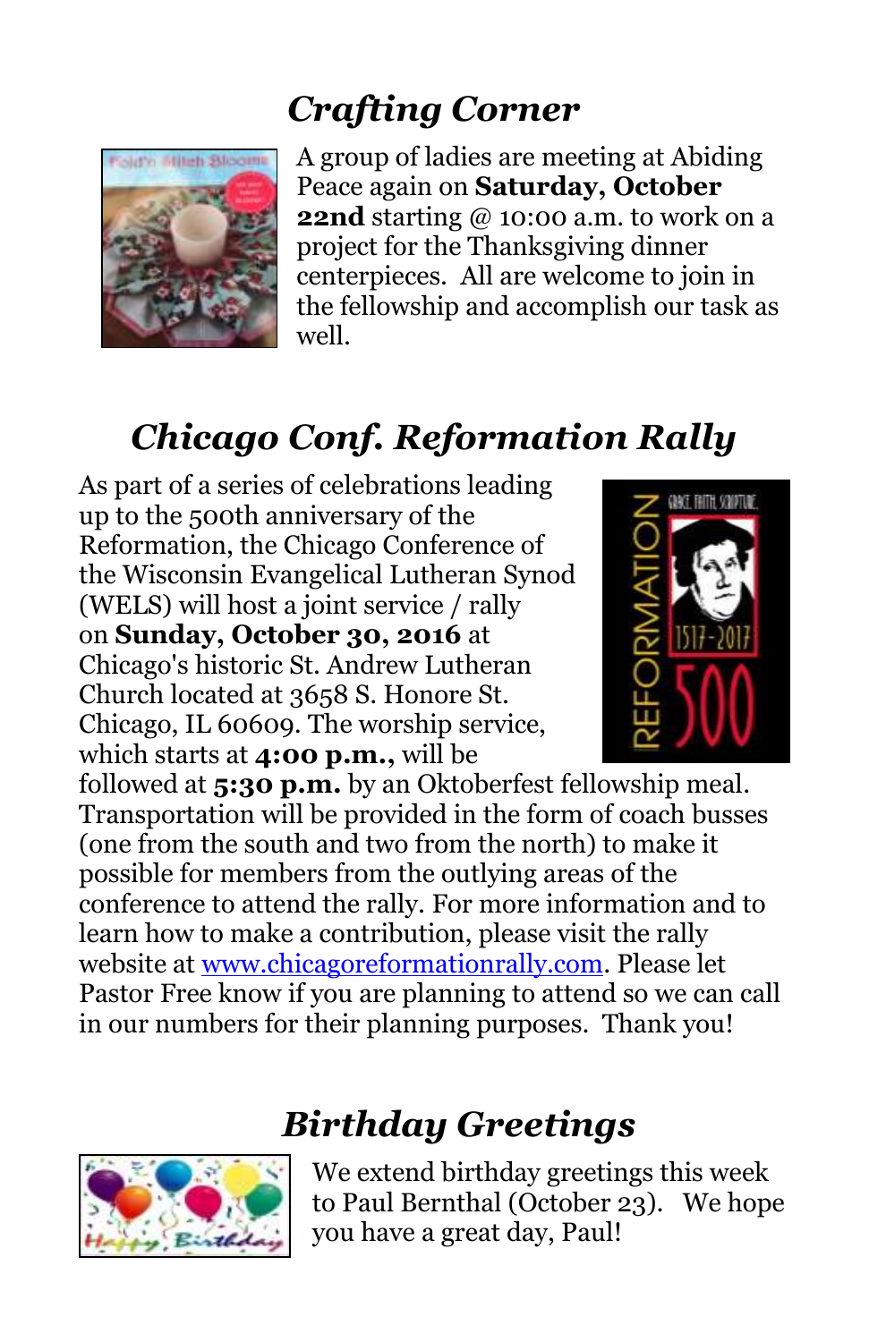## *Crafting Corner*

A group of ladies are meeting at Abiding Peace again on **Saturday, October 22nd** starting @ 10:00 a.m. to work on a project for the Thanksgiving dinner centerpieces. All are welcome to join in the fellowship and accomplish our task as well.

## *Chicago Conf. Reformation Rally*

As part of a series of celebrations leading up to the 500th anniversary of the Reformation, the Chicago Conference of the Wisconsin Evangelical Lutheran Synod (WELS) will host a joint service / rally on **Sunday, October 30, 2016** at Chicago's historic St. Andrew Lutheran Church located at 3658 S. Honore St. Chicago, IL 60609. The worship service, which starts at **4:00 p.m.,** will be followed at **5:30 p.m.** by an Oktoberfest fellowship meal. Transportation will be provided in the form of coach busses (one from the south and two from the north) to make it possible for members from the outlying areas of the conference to attend the rally. For more information and to learn how to make a contribution, please visit the rally website at [www.chicagoreformationrally.com](http://www.chicagoreformationrally.com). Please let Pastor Free know if you are planning to attend so we can call in our numbers for their planning purposes. Thank you!

## *Birthday Greetings*

We extend birthday greetings this week to Paul Bernthal (October 23). We hope you have a great day, Paul!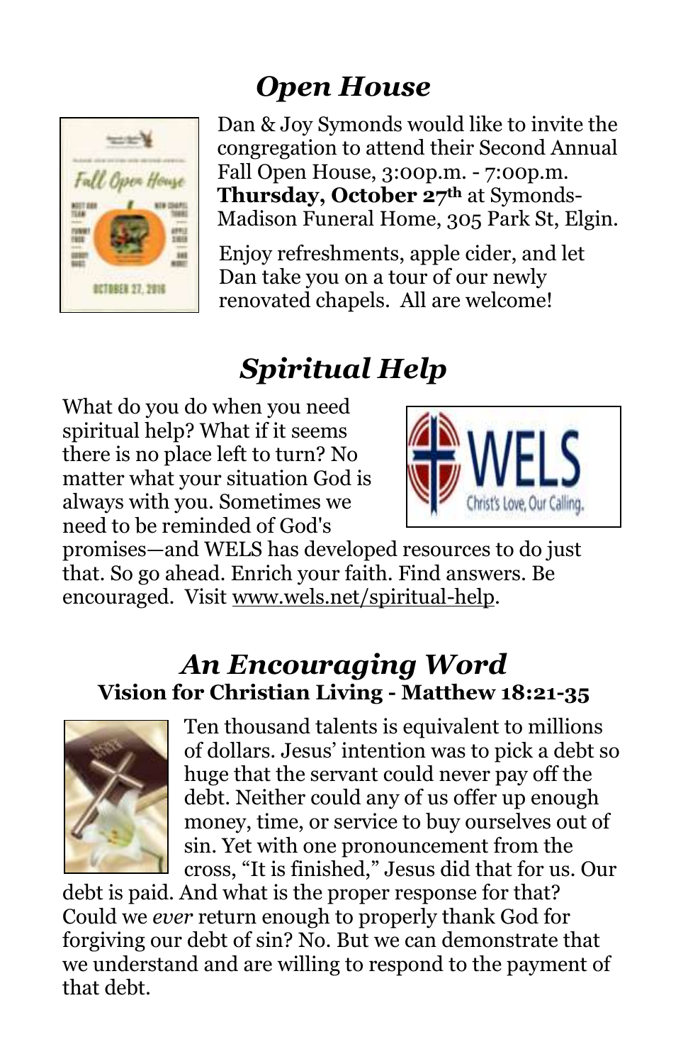## *Open House*

Dan & Joy Symonds would like to invite the congregation to attend their Second Annual Fall Open House, 3:00p.m. - 7:00p.m. **Thursday, October 27th** at Symonds-Madison Funeral Home, 305 Park St, Elgin.

Enjoy refreshments, apple cider, and let Dan take you on a tour of our newly renovated chapels. All are welcome!

## *Spiritual Help*

What do you do when you need spiritual help? What if it seems there is no place left to turn? No matter what your situation God is always with you. Sometimes we need to be reminded of God's promises—and WELS has developed resources to do just that. So go ahead. Enrich your faith. Find answers. Be encouraged. Visit www.wels.net/spiritual-help.

## *An Encouraging Word*

### Vision for Christian Living - Matthew 18:21-35

Ten thousand talents is equivalent to millions of dollars. Jesus' intention was to pick a debt so huge that the servant could never pay off the debt. Neither could any of us offer up enough money, time, or service to buy ourselves out of sin. Yet with one pronouncement from the cross, "It is finished," Jesus did that for us. Our debt is paid. And what is the proper response for that? Could we *ever* return enough to properly thank God for forgiving our debt of sin? No. But we can demonstrate that we understand and are willing to respond to the payment of that debt.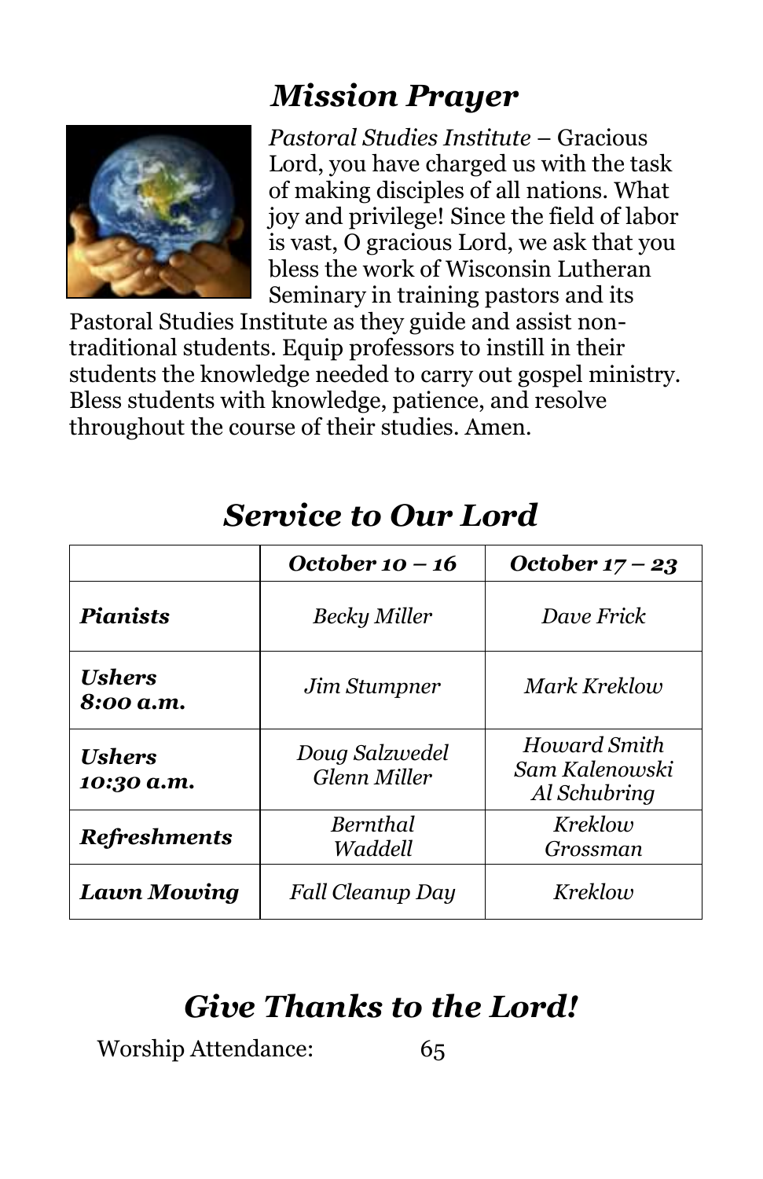## *Mission Prayer*

*Pastoral Studies Institute* – Gracious Lord, you have charged us with the task of making disciples of all nations. What joy and privilege! Since the field of labor is vast, O gracious Lord, we ask that you bless the work of Wisconsin Lutheran Seminary in training pastors and its Pastoral Studies Institute as they guide and assist non-traditional students. Equip professors to instill in their students the knowledge needed to carry out gospel ministry. Bless students with knowledge, patience, and resolve throughout the course of their studies. Amen.

## *Service to Our Lord*

| | ***October 10 – 16*** | ***October 17 – 23*** |
|---|---|---|
| ***Pianists*** | *Becky Miller* | *Dave Frick* |
| ***Ushers 8:00 a.m.*** | *Jim Stumpner* | *Mark Kreklow* |
| ***Ushers 10:30 a.m.*** | *Doug Salzwedel Glenn Miller* | *Howard Smith Sam Kalenowski Al Schubring* |
| ***Refreshments*** | *Bernthal Waddell* | *Kreklow Grossman* |
| ***Lawn Mowing*** | *Fall Cleanup Day* | *Kreklow* |

## *Give Thanks to the Lord!*

Worship Attendance: 65